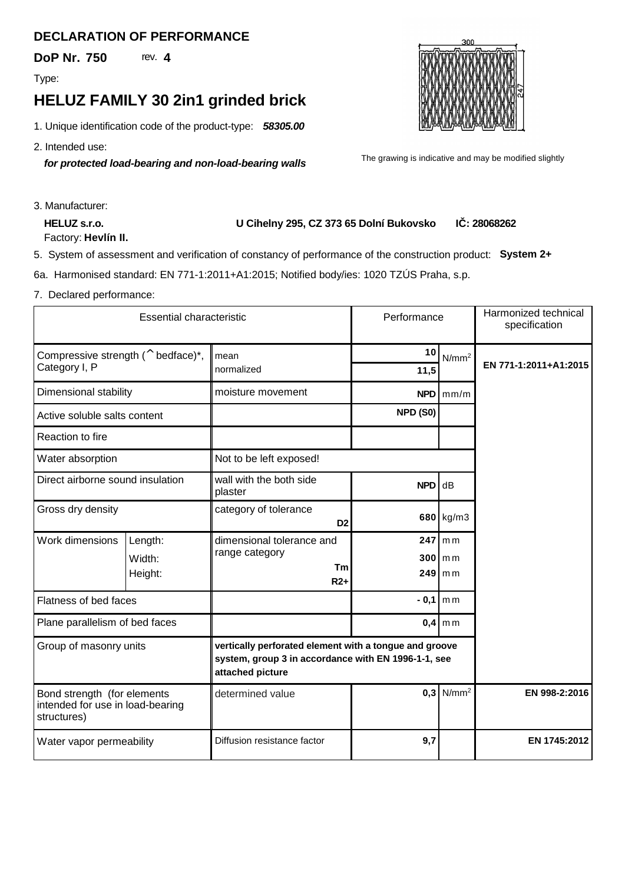## DECLARATION OF PERFORMANCE

**DoP Nr. 750** rev. **4**

Type:

# HELUZ FAMILY 30 2in1 grinded brick

1. Unique identification code of the product-type: ***58305.00***

2. Intended use:

   ***for protected load-bearing and non-load-bearing walls***

The grawing is indicative and may be modified slightly

3. Manufacturer:

   **HELUZ s.r.o.** **U Cihelny 295, CZ 373 65 Dolní Bukovsko** **IČ: 28068262**

   Factory: **Hevlín II.**

5. System of assessment and verification of constancy of performance of the construction product: **System 2+**

6a. Harmonised standard: EN 771-1:2011+A1:2015; Notified body/ies: 1020 TZÚS Praha, s.p.

7. Declared performance:

| Essential characteristic | | | Performance | | Harmonized technical specification |
|---|---|---|---|---|---|
| Compressive strength (^ bedface)*, Category I, P | | mean | **10** | N/mm$^2$ | **EN 771-1:2011+A1:2015** |
| | | normalized | **11,5** | | |
| Dimensional stability | | moisture movement | **NPD** | mm/m | |
| Active soluble salts content | | | **NPD (S0)** | | |
| Reaction to fire | | | | | |
| Water absorption | | Not to be left exposed! | | | |
| Direct airborne sound insulation | | wall with the both side plaster | **NPD** | dB | |
| Gross dry density | | category of tolerance **D2** | **680** | kg/m3 | |
| Work dimensions | Length: | dimensional tolerance and range category **Tm** **R2+** | **247** | mm | |
| | Width: | | **300** | mm | |
| | Height: | | **249** | mm | |
| Flatness of bed faces | | | **- 0,1** | mm | |
| Plane parallelism of bed faces | | | **0,4** | mm | |
| Group of masonry units | | **vertically perforated element with a tongue and groove system, group 3 in accordance with EN 1996-1-1, see attached picture** | | | |
| Bond strength (for elements intended for use in load-bearing structures) | | determined value | **0,3** | N/mm$^2$ | **EN 998-2:2016** |
| Water vapor permeability | | Diffusion resistance factor | **9,7** | | **EN 1745:2012** |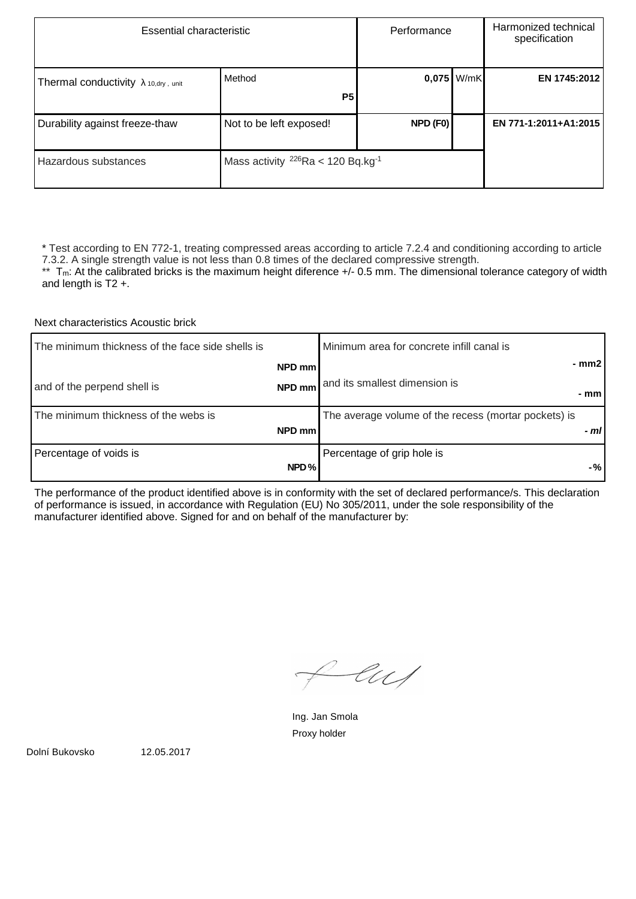| Essential characteristic | | Performance | | Harmonized technical specification |
|---|---|---|---|---|
| Thermal conductivity $\lambda_{10,dry,unit}$ | Method **P5** | **0,075** | W/mK | **EN 1745:2012** |
| Durability against freeze-thaw | Not to be left exposed! | **NPD (F0)** | | **EN 771-1:2011+A1:2015** |
| Hazardous substances | Mass activity $^{226}Ra$ < 120 $Bq.kg^{-1}$ | | | |

\* Test according to EN 772-1, treating compressed areas according to article 7.2.4 and conditioning according to article 7.3.2. A single strength value is not less than 0.8 times of the declared compressive strength.
\*\* $T_m$: At the calibrated bricks is the maximum height diference +/- 0.5 mm. The dimensional tolerance category of width and length is T2 +.

Next characteristics Acoustic brick

| | |
|---|---|
| The minimum thickness of the face side shells is **NPD mm** | Minimum area for concrete infill canal is **- mm2** |
| and of the perpend shell is **NPD mm** | and its smallest dimension is **- mm** |
| The minimum thickness of the webs is **NPD mm** | The average volume of the recess (mortar pockets) is ***- ml*** |
| Percentage of voids is **NPD %** | Percentage of grip hole is **- %** |

The performance of the product identified above is in conformity with the set of declared performance/s. This declaration of performance is issued, in accordance with Regulation (EU) No 305/2011, under the sole responsibility of the manufacturer identified above. Signed for and on behalf of the manufacturer by:

Ing. Jan Smola
Proxy holder

Dolní Bukovsko 12.05.2017